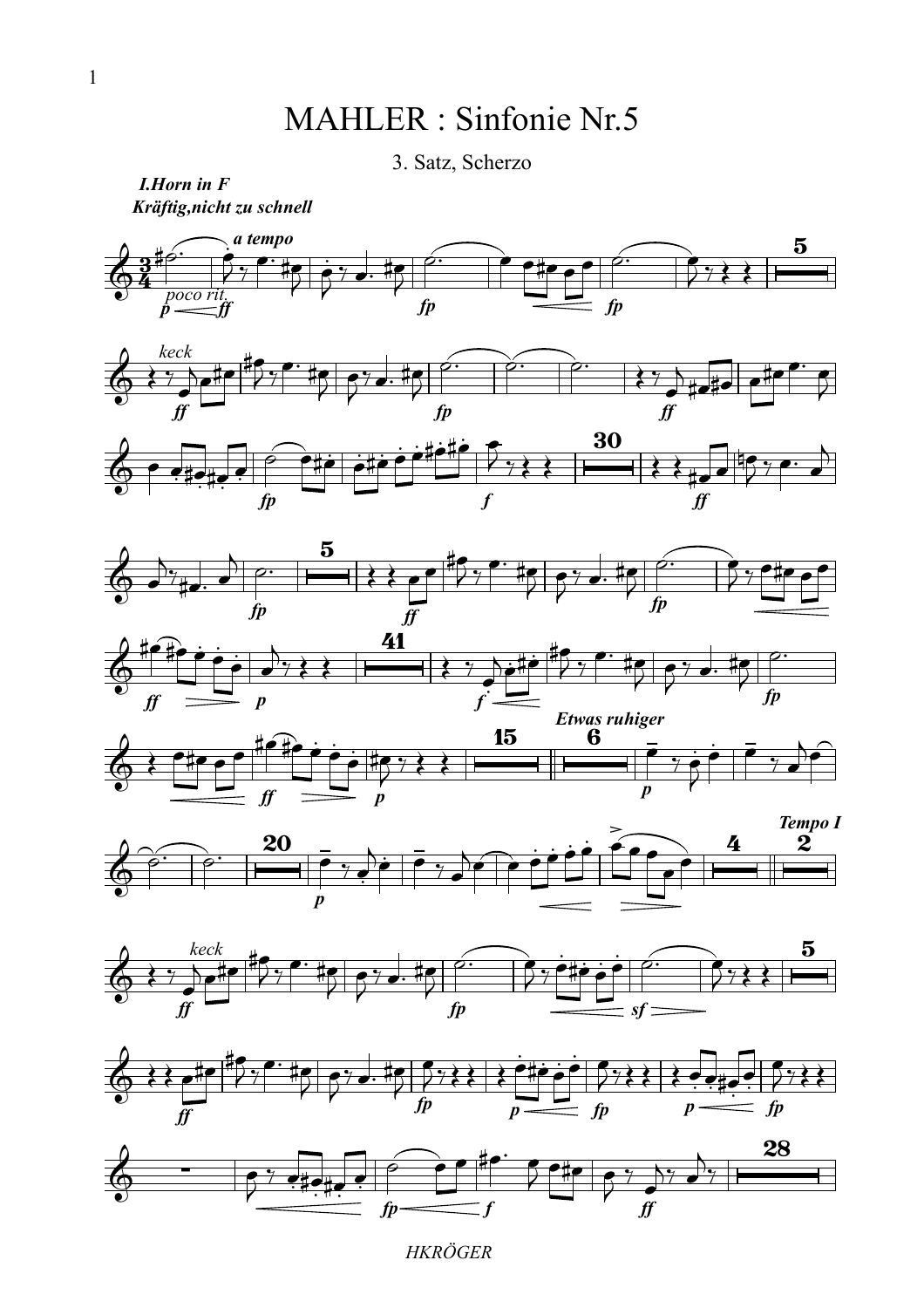# MAHLER : Sinfonie Nr.5

3. Satz, Scherzo

***I.Horn in F***

***Kräftig,nicht zu schnell***

HKRÖGER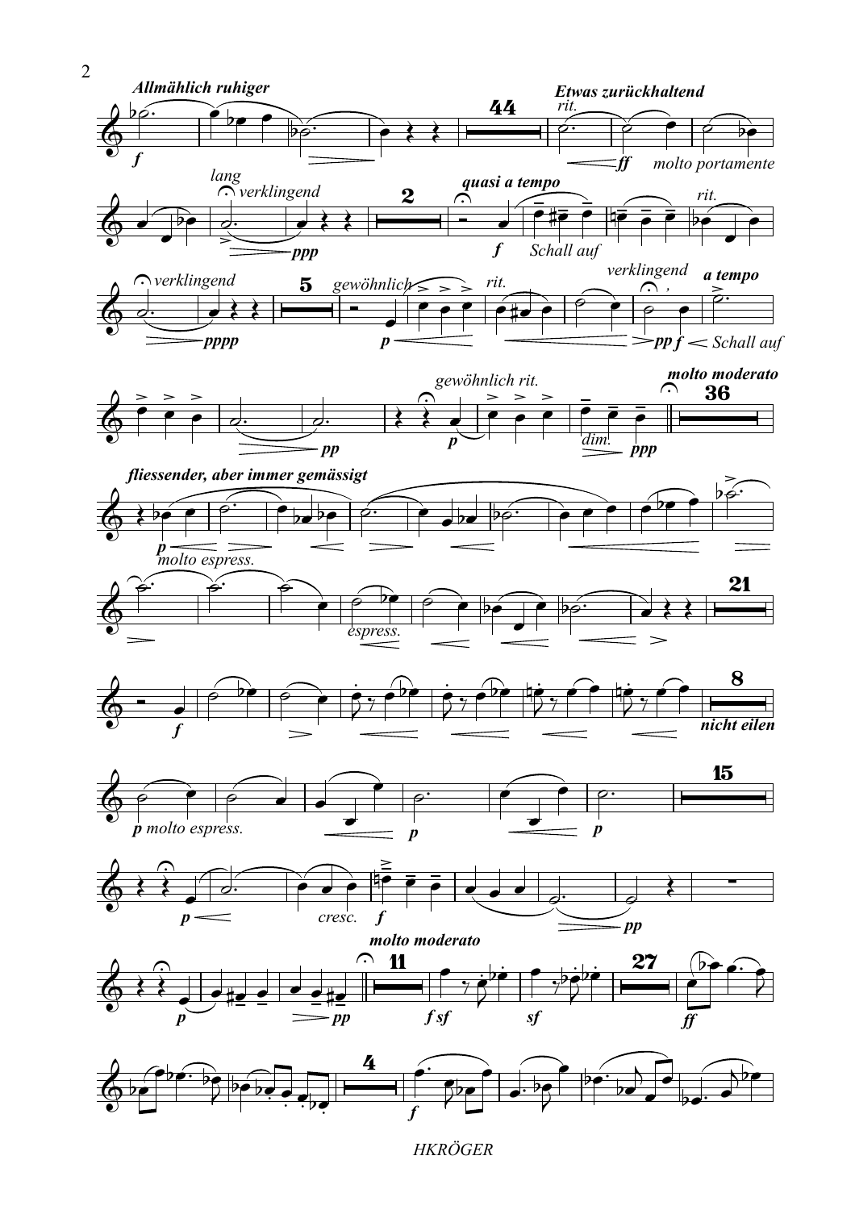*Allmählich ruhiger*

*f*

*Etwas zurückhaltend*

*rit.*

44

*ff* *molto portamente*

*lang*

*verklingend*

*ppp*

2

*quasi a tempo*

*f* *Schall auf*

*rit.*

*verklingend*

*pppp*

5

*gewöhnlich*

*p*

*rit.*

*verklingend*

*pp* *f*

*a tempo*

*Schall auf*

*pp*

*gewöhnlich rit.*

*p*

*dim.* *ppp*

*molto moderato*

36

*fliessender, aber immer gemässigt*

*p*

*molto espress.*

*espress.*

21

*f*

8

*nicht eilen*

*p molto espress.*

*p*

*p*

15

*p*

*cresc.* *f*

*pp*

*p*

*pp*

*molto moderato*

11

*f sf*

*sf*

27

*ff*

4

*f*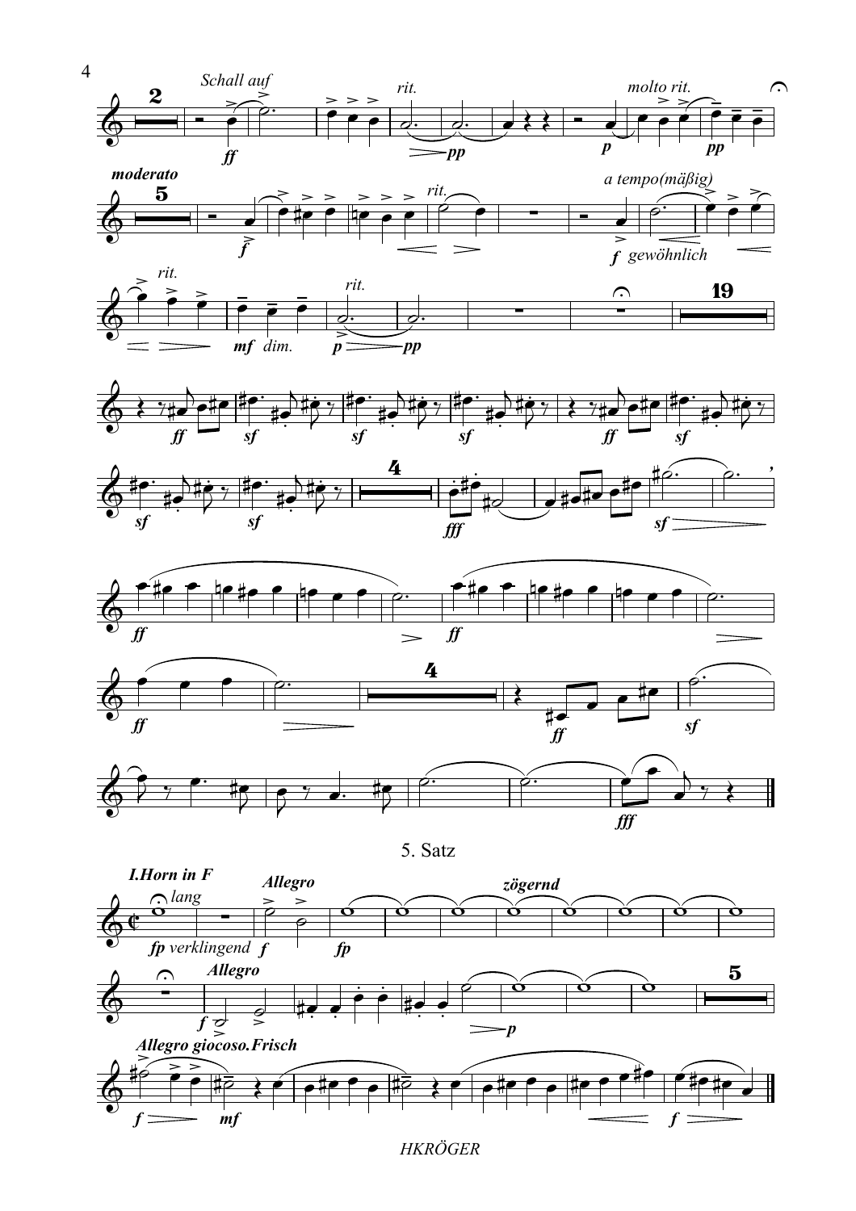## 5. Satz